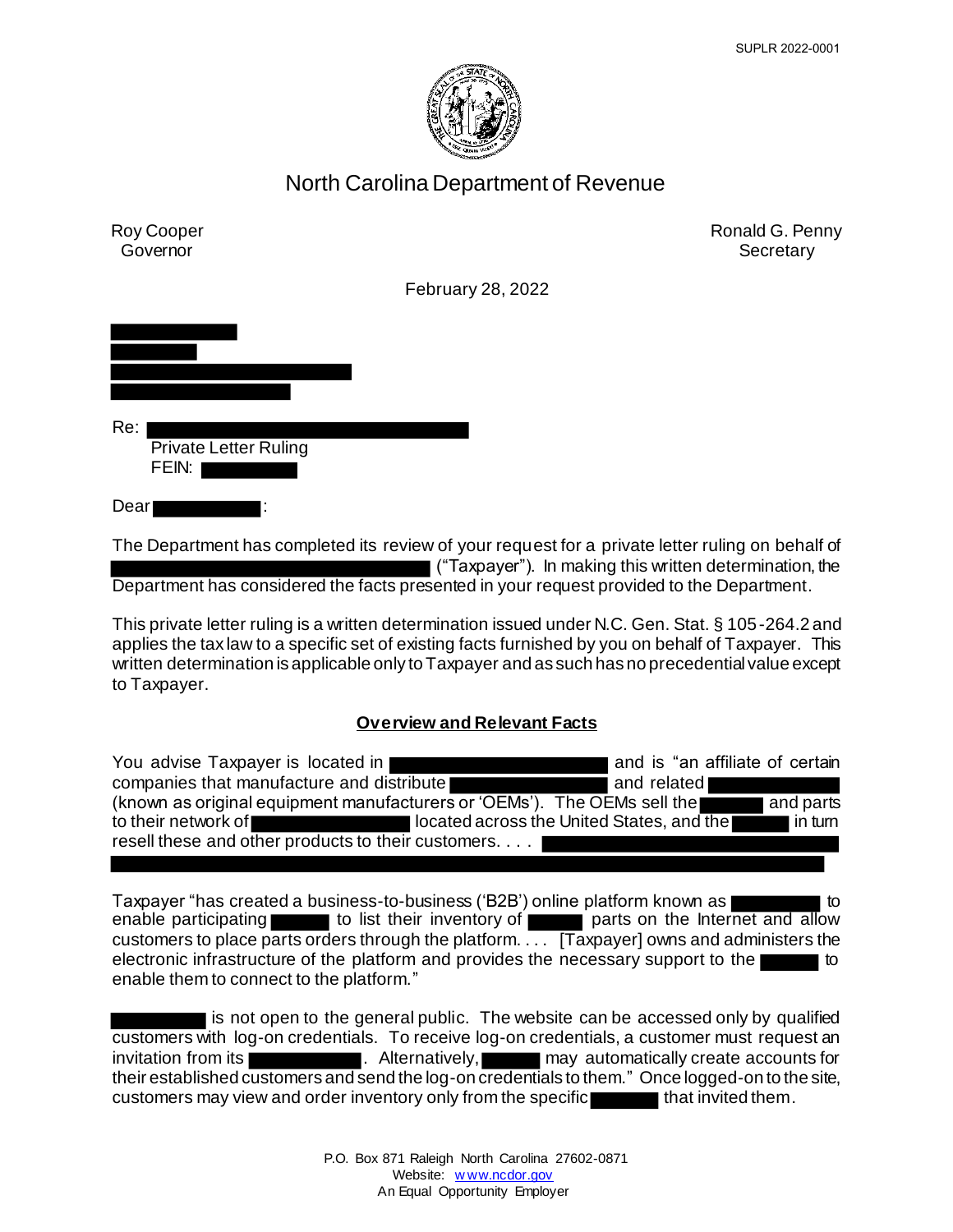SUPLR 2022-0001

# North Carolina Department of Revenue

Roy Cooper
Governor

Ronald G. Penny
Secretary

February 28, 2022

Re:
Private Letter Ruling
FEIN:

Dear :

The Department has completed its review of your request for a private letter ruling on behalf of ("Taxpayer"). In making this written determination, the Department has considered the facts presented in your request provided to the Department.

This private letter ruling is a written determination issued under N.C. Gen. Stat. § 105-264.2 and applies the tax law to a specific set of existing facts furnished by you on behalf of Taxpayer. This written determination is applicable only to Taxpayer and as such has no precedential value except to Taxpayer.

## Overview and Relevant Facts

You advise Taxpayer is located in and is "an affiliate of certain companies that manufacture and distribute and related (known as original equipment manufacturers or 'OEMs'). The OEMs sell the and parts to their network of located across the United States, and the in turn resell these and other products to their customers. . . .

Taxpayer "has created a business-to-business ('B2B') online platform known as to enable participating to list their inventory of parts on the Internet and allow customers to place parts orders through the platform. . . . [Taxpayer] owns and administers the electronic infrastructure of the platform and provides the necessary support to the to enable them to connect to the platform."

is not open to the general public. The website can be accessed only by qualified customers with log-on credentials. To receive log-on credentials, a customer must request an invitation from its . Alternatively, may automatically create accounts for their established customers and send the log-on credentials to them." Once logged-on to the site, customers may view and order inventory only from the specific that invited them.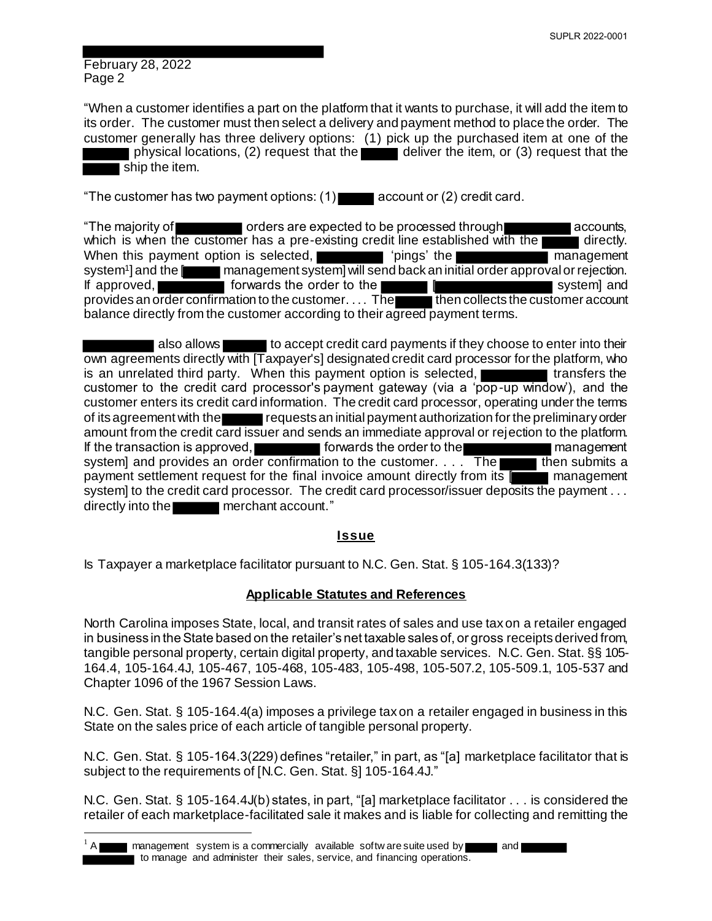"When a customer identifies a part on the platform that it wants to purchase, it will add the item to its order. The customer must then select a delivery and payment method to place the order. The customer generally has three delivery options: (1) pick up the purchased item at one of the physical locations, (2) request that the deliver the item, or (3) request that the ship the item.

"The customer has two payment options: (1) account or (2) credit card.

"The majority of orders are expected to be processed through accounts, which is when the customer has a pre-existing credit line established with the directly. When this payment option is selected, 'pings' the management system[1] and the [ management system] will send back an initial order approval or rejection. If approved, forwards the order to the [ system] and provides an order confirmation to the customer. . . . The then collects the customer account balance directly from the customer according to their agreed payment terms.

also allows to accept credit card payments if they choose to enter into their own agreements directly with [Taxpayer's] designated credit card processor for the platform, who is an unrelated third party. When this payment option is selected, transfers the customer to the credit card processor's payment gateway (via a 'pop-up window'), and the customer enters its credit card information. The credit card processor, operating under the terms of its agreement with the requests an initial payment authorization for the preliminary order amount from the credit card issuer and sends an immediate approval or rejection to the platform. If the transaction is approved, forwards the order to the management system] and provides an order confirmation to the customer. . . . The then submits a payment settlement request for the final invoice amount directly from its [ management system] to the credit card processor. The credit card processor/issuer deposits the payment . . . directly into the merchant account."

## Issue

Is Taxpayer a marketplace facilitator pursuant to N.C. Gen. Stat. § 105-164.3(133)?

## Applicable Statutes and References

North Carolina imposes State, local, and transit rates of sales and use tax on a retailer engaged in business in the State based on the retailer's net taxable sales of, or gross receipts derived from, tangible personal property, certain digital property, and taxable services. N.C. Gen. Stat. §§ 105-164.4, 105-164.4J, 105-467, 105-468, 105-483, 105-498, 105-507.2, 105-509.1, 105-537 and Chapter 1096 of the 1967 Session Laws.

N.C. Gen. Stat. § 105-164.4(a) imposes a privilege tax on a retailer engaged in business in this State on the sales price of each article of tangible personal property.

N.C. Gen. Stat. § 105-164.3(229) defines "retailer," in part, as "[a] marketplace facilitator that is subject to the requirements of [N.C. Gen. Stat. §] 105-164.4J."

N.C. Gen. Stat. § 105-164.4J(b) states, in part, "[a] marketplace facilitator . . . is considered the retailer of each marketplace-facilitated sale it makes and is liable for collecting and remitting the

[1] A management system is a commercially available software suite used by and to manage and administer their sales, service, and financing operations.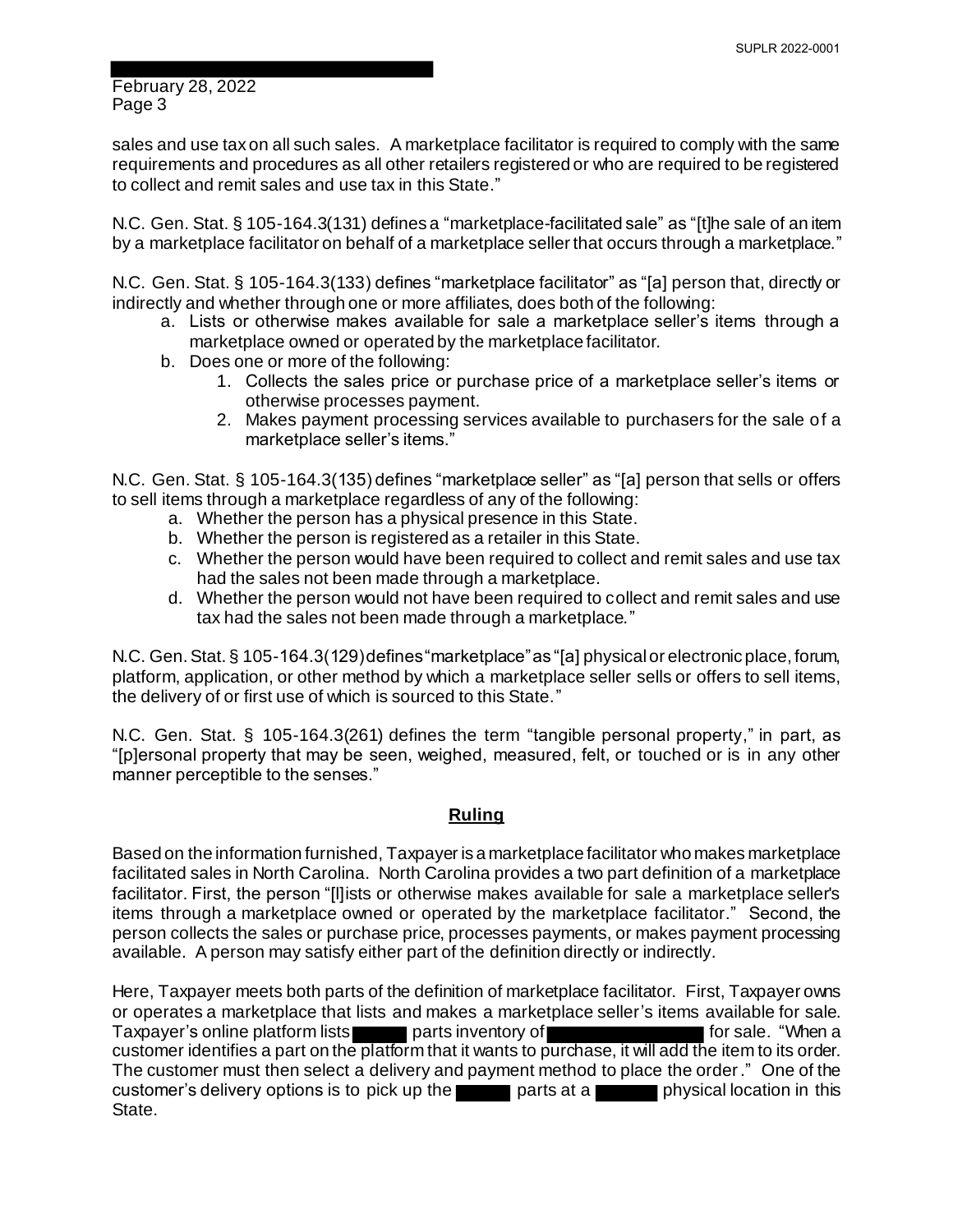sales and use tax on all such sales. A marketplace facilitator is required to comply with the same requirements and procedures as all other retailers registered or who are required to be registered to collect and remit sales and use tax in this State."

N.C. Gen. Stat. § 105-164.3(131) defines a "marketplace-facilitated sale" as "[t]he sale of an item by a marketplace facilitator on behalf of a marketplace seller that occurs through a marketplace."

N.C. Gen. Stat. § 105-164.3(133) defines "marketplace facilitator" as "[a] person that, directly or indirectly and whether through one or more affiliates, does both of the following:

a. Lists or otherwise makes available for sale a marketplace seller's items through a marketplace owned or operated by the marketplace facilitator.
b. Does one or more of the following:
    1. Collects the sales price or purchase price of a marketplace seller's items or otherwise processes payment.
    2. Makes payment processing services available to purchasers for the sale of a marketplace seller's items."

N.C. Gen. Stat. § 105-164.3(135) defines "marketplace seller" as "[a] person that sells or offers to sell items through a marketplace regardless of any of the following:

a. Whether the person has a physical presence in this State.
b. Whether the person is registered as a retailer in this State.
c. Whether the person would have been required to collect and remit sales and use tax had the sales not been made through a marketplace.
d. Whether the person would not have been required to collect and remit sales and use tax had the sales not been made through a marketplace."

N.C. Gen. Stat. § 105-164.3(129) defines "marketplace" as "[a] physical or electronic place, forum, platform, application, or other method by which a marketplace seller sells or offers to sell items, the delivery of or first use of which is sourced to this State."

N.C. Gen. Stat. § 105-164.3(261) defines the term "tangible personal property," in part, as "[p]ersonal property that may be seen, weighed, measured, felt, or touched or is in any other manner perceptible to the senses."

## Ruling

Based on the information furnished, Taxpayer is a marketplace facilitator who makes marketplace facilitated sales in North Carolina. North Carolina provides a two part definition of a marketplace facilitator. First, the person "[l]ists or otherwise makes available for sale a marketplace seller's items through a marketplace owned or operated by the marketplace facilitator." Second, the person collects the sales or purchase price, processes payments, or makes payment processing available. A person may satisfy either part of the definition directly or indirectly.

Here, Taxpayer meets both parts of the definition of marketplace facilitator. First, Taxpayer owns or operates a marketplace that lists and makes a marketplace seller's items available for sale. Taxpayer's online platform lists [REDACTED] parts inventory of [REDACTED] for sale. "When a customer identifies a part on the platform that it wants to purchase, it will add the item to its order. The customer must then select a delivery and payment method to place the order." One of the customer's delivery options is to pick up the [REDACTED] parts at a [REDACTED] physical location in this State.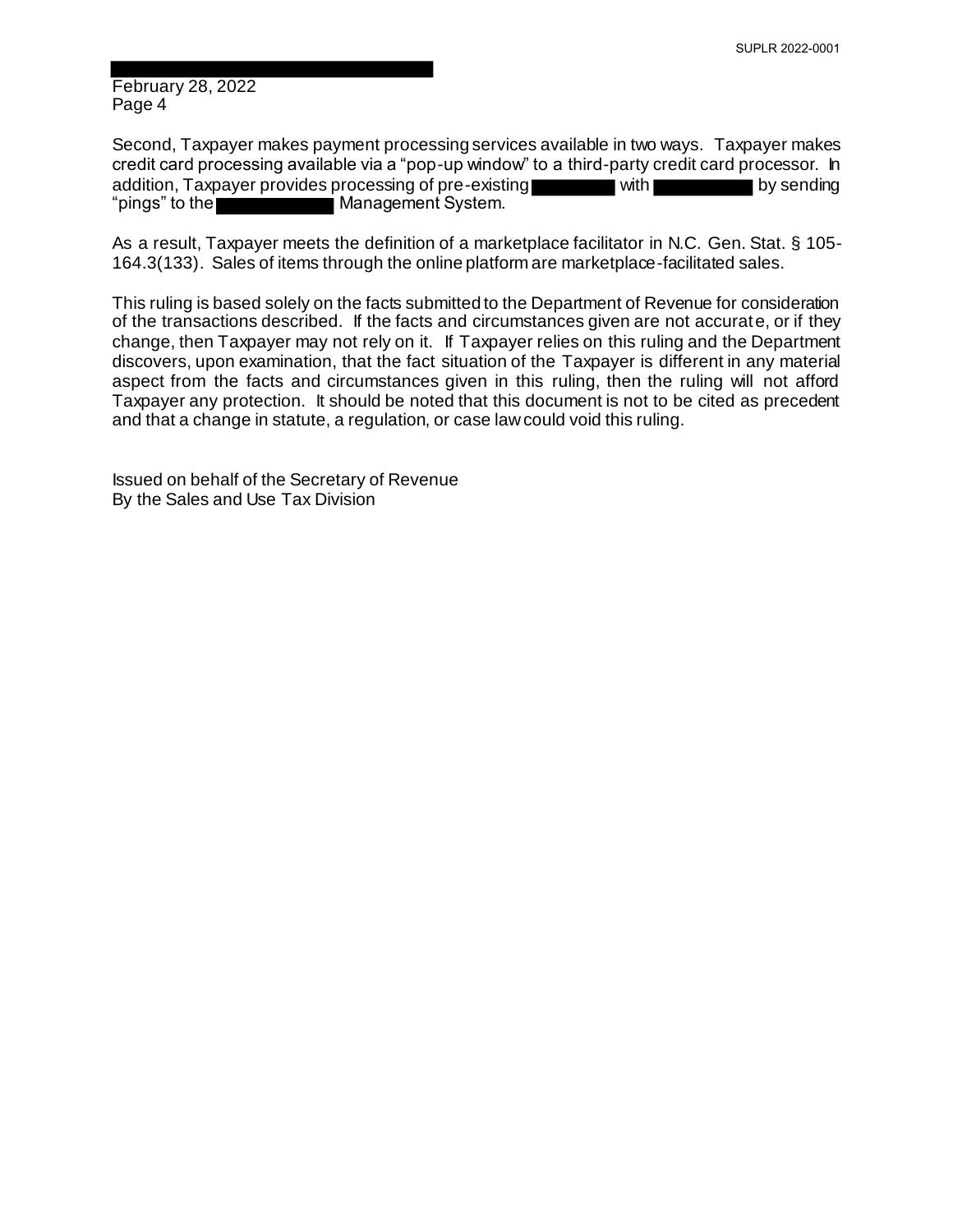Second, Taxpayer makes payment processing services available in two ways. Taxpayer makes credit card processing available via a "pop-up window" to a third-party credit card processor. In addition, Taxpayer provides processing of pre-existing ██████ with ██████ by sending "pings" to the ██████ Management System.

As a result, Taxpayer meets the definition of a marketplace facilitator in N.C. Gen. Stat. § 105-164.3(133). Sales of items through the online platform are marketplace-facilitated sales.

This ruling is based solely on the facts submitted to the Department of Revenue for consideration of the transactions described. If the facts and circumstances given are not accurate, or if they change, then Taxpayer may not rely on it. If Taxpayer relies on this ruling and the Department discovers, upon examination, that the fact situation of the Taxpayer is different in any material aspect from the facts and circumstances given in this ruling, then the ruling will not afford Taxpayer any protection. It should be noted that this document is not to be cited as precedent and that a change in statute, a regulation, or case law could void this ruling.

Issued on behalf of the Secretary of Revenue
By the Sales and Use Tax Division